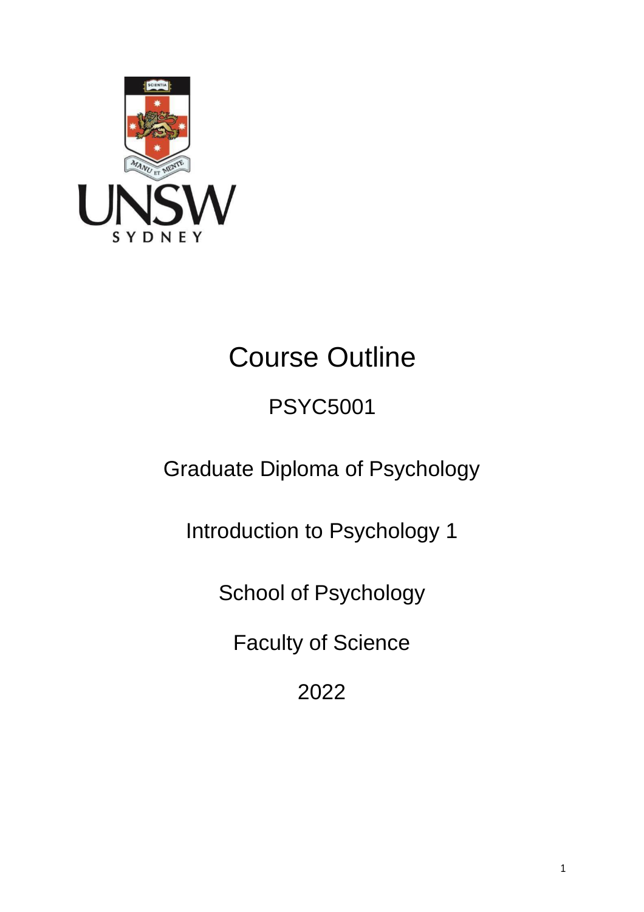# Course Outline

## PSYC5001

Graduate Diploma of Psychology

Introduction to Psychology 1

School of Psychology

Faculty of Science

2022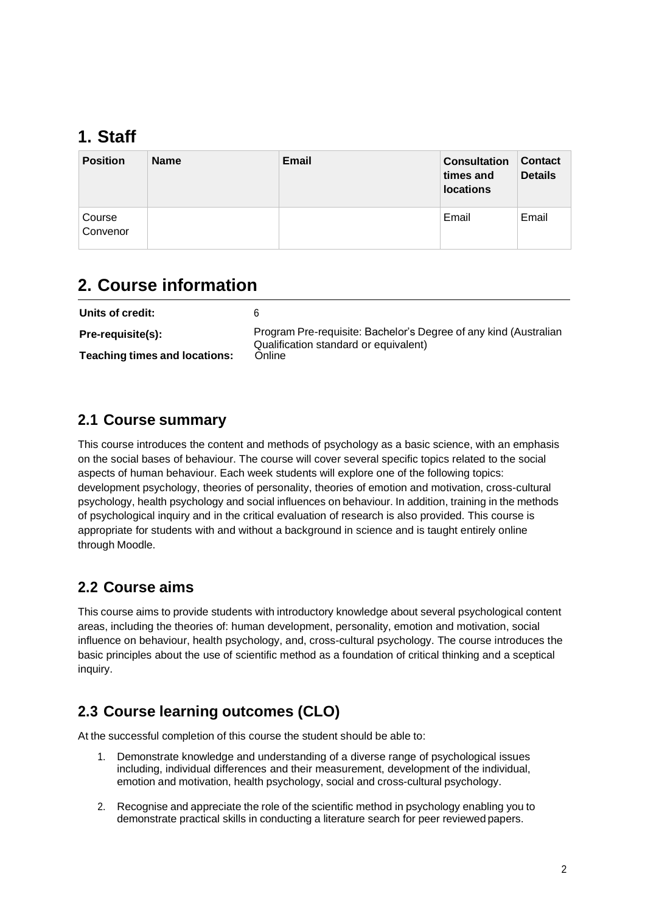# 1. Staff

| Position | Name | Email | Consultation times and locations | Contact Details |
|---|---|---|---|---|
| Course Convenor | | | Email | Email |

# 2. Course information

| | |
|---|---|
| **Units of credit:** | 6 |
| **Pre-requisite(s):** | Program Pre-requisite: Bachelor's Degree of any kind (Australian Qualification standard or equivalent) |
| **Teaching times and locations:** | Online |

## 2.1 Course summary

This course introduces the content and methods of psychology as a basic science, with an emphasis on the social bases of behaviour. The course will cover several specific topics related to the social aspects of human behaviour. Each week students will explore one of the following topics: development psychology, theories of personality, theories of emotion and motivation, cross-cultural psychology, health psychology and social influences on behaviour. In addition, training in the methods of psychological inquiry and in the critical evaluation of research is also provided. This course is appropriate for students with and without a background in science and is taught entirely online through Moodle.

## 2.2 Course aims

This course aims to provide students with introductory knowledge about several psychological content areas, including the theories of: human development, personality, emotion and motivation, social influence on behaviour, health psychology, and, cross-cultural psychology. The course introduces the basic principles about the use of scientific method as a foundation of critical thinking and a sceptical inquiry.

## 2.3 Course learning outcomes (CLO)

At the successful completion of this course the student should be able to:

1. Demonstrate knowledge and understanding of a diverse range of psychological issues including, individual differences and their measurement, development of the individual, emotion and motivation, health psychology, social and cross-cultural psychology.
2. Recognise and appreciate the role of the scientific method in psychology enabling you to demonstrate practical skills in conducting a literature search for peer reviewed papers.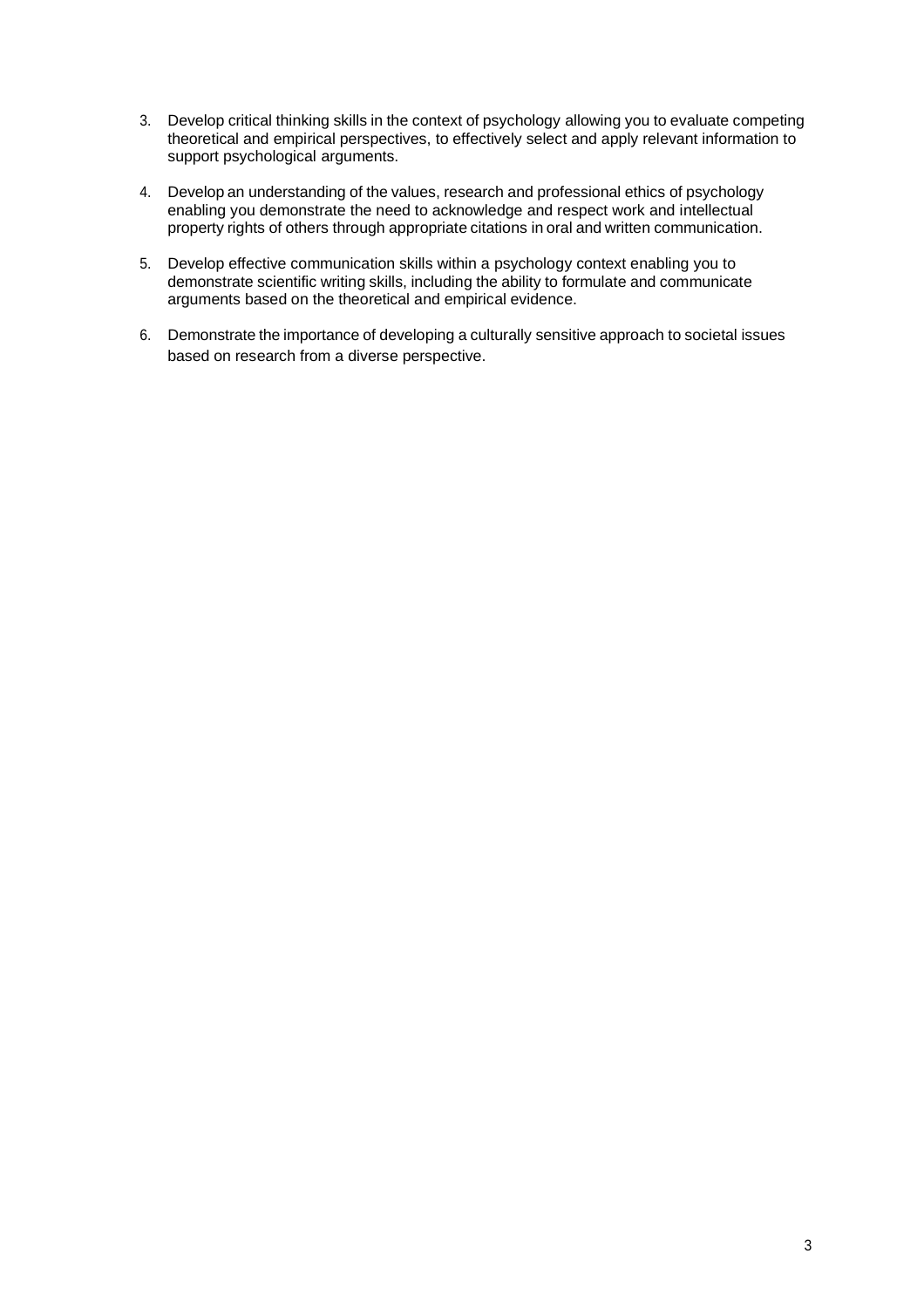3. Develop critical thinking skills in the context of psychology allowing you to evaluate competing theoretical and empirical perspectives, to effectively select and apply relevant information to support psychological arguments.

4. Develop an understanding of the values, research and professional ethics of psychology enabling you demonstrate the need to acknowledge and respect work and intellectual property rights of others through appropriate citations in oral and written communication.

5. Develop effective communication skills within a psychology context enabling you to demonstrate scientific writing skills, including the ability to formulate and communicate arguments based on the theoretical and empirical evidence.

6. Demonstrate the importance of developing a culturally sensitive approach to societal issues based on research from a diverse perspective.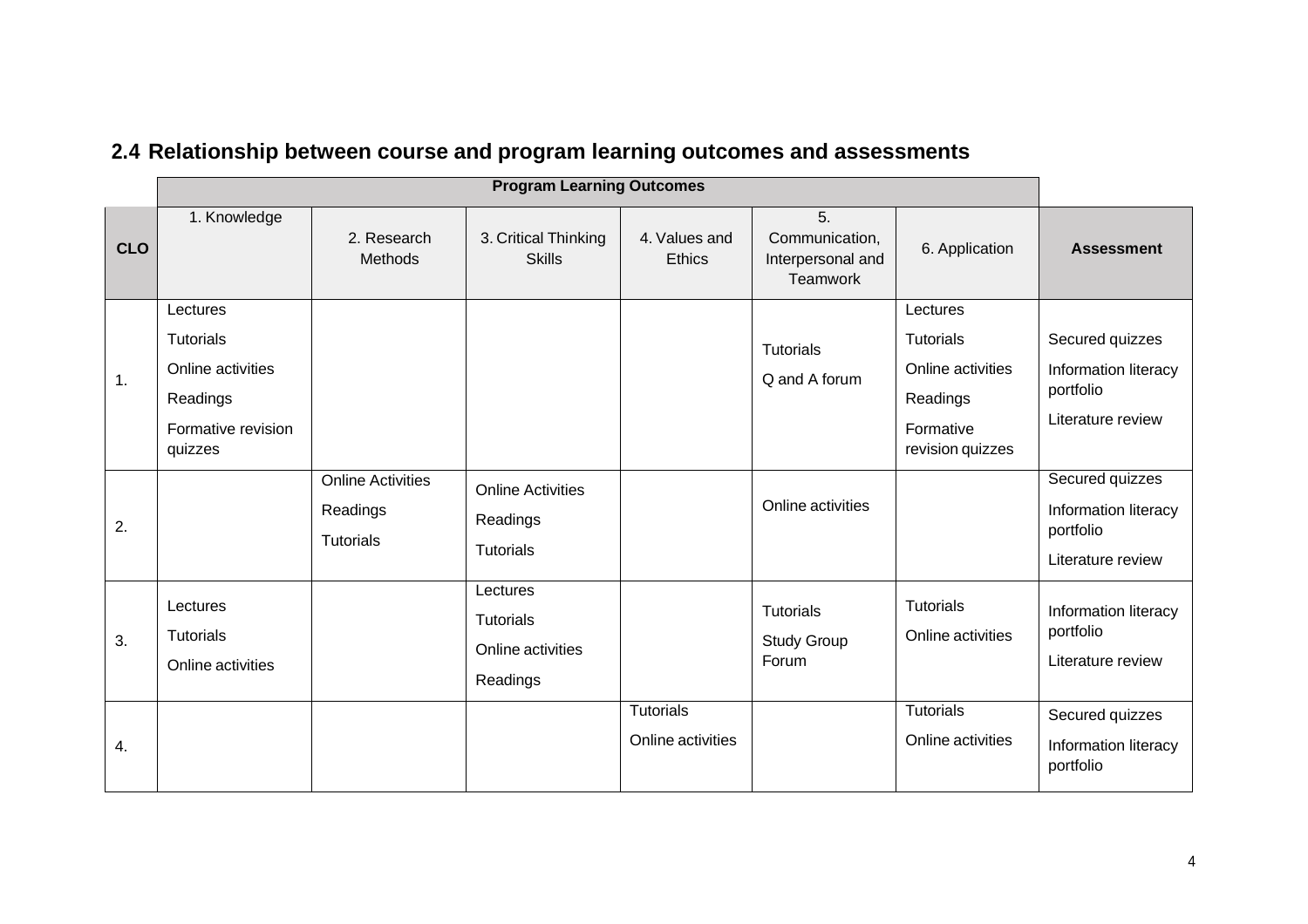## 2.4 Relationship between course and program learning outcomes and assessments

| | Program Learning Outcomes | | | | | | |
|---|---|---|---|---|---|---|---|
| **CLO** | 1. Knowledge | 2. Research Methods | 3. Critical Thinking Skills | 4. Values and Ethics | 5. Communication, Interpersonal and Teamwork | 6. Application | **Assessment** |
| 1. | Lectures<br>Tutorials<br>Online activities<br>Readings<br>Formative revision quizzes | | | | Tutorials<br>Q and A forum | Lectures<br>Tutorials<br>Online activities<br>Readings<br>Formative revision quizzes | Secured quizzes<br>Information literacy portfolio<br>Literature review |
| 2. | | Online Activities<br>Readings<br>Tutorials | Online Activities<br>Readings<br>Tutorials | | Online activities | | Secured quizzes<br>Information literacy portfolio<br>Literature review |
| 3. | Lectures<br>Tutorials<br>Online activities | | Lectures<br>Tutorials<br>Online activities<br>Readings | | Tutorials<br>Study Group Forum | Tutorials<br>Online activities | Information literacy portfolio<br>Literature review |
| 4. | | | | Tutorials<br>Online activities | | Tutorials<br>Online activities | Secured quizzes<br>Information literacy portfolio |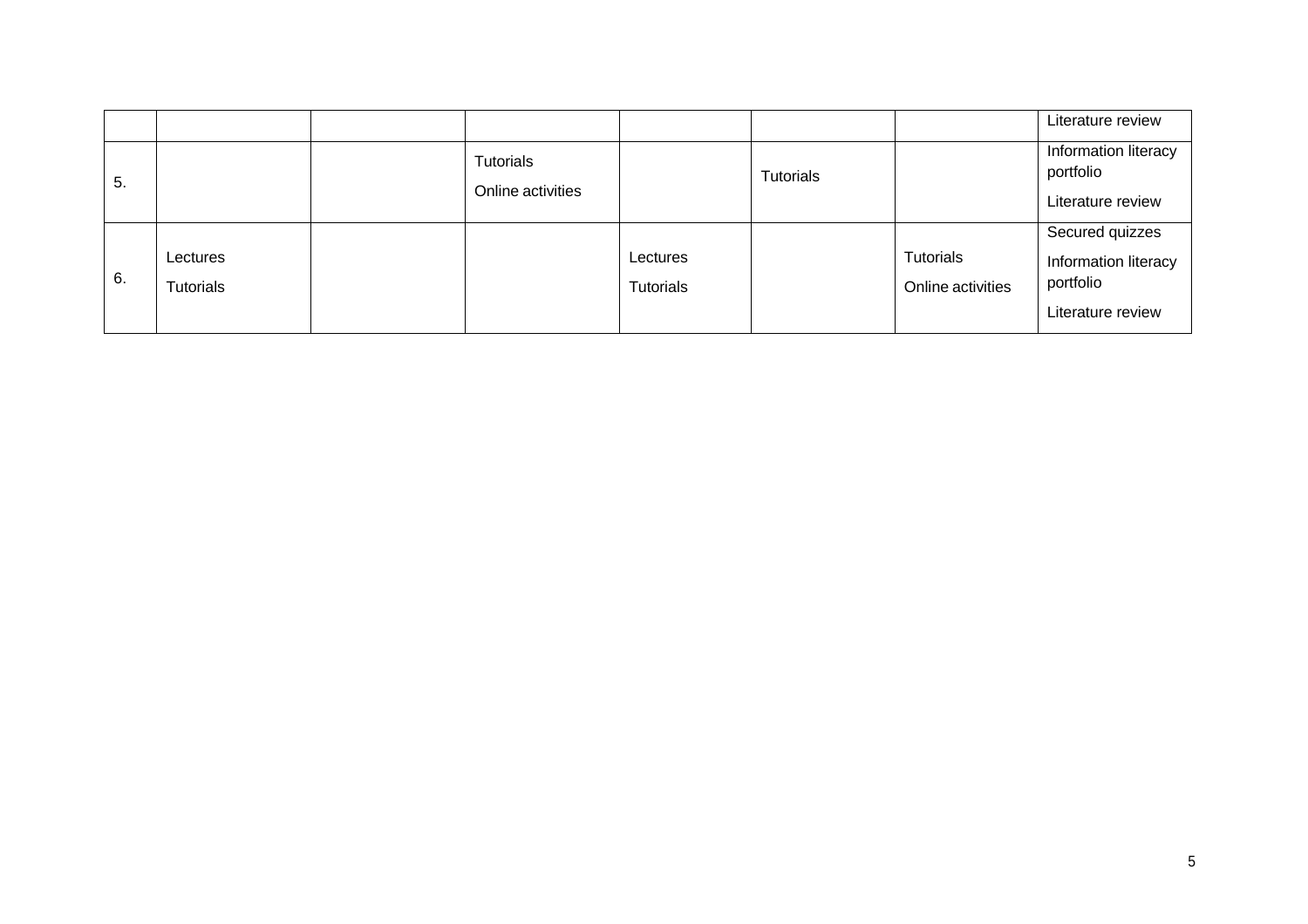| | | | | | | | |
|---|---|---|---|---|---|---|---|
| | | | | | | | Literature review |
| 5. | | | Tutorials<br>Online activities | | Tutorials | | Information literacy portfolio<br>Literature review |
| 6. | Lectures<br>Tutorials | | | Lectures<br>Tutorials | | Tutorials<br>Online activities | Secured quizzes<br>Information literacy portfolio<br>Literature review |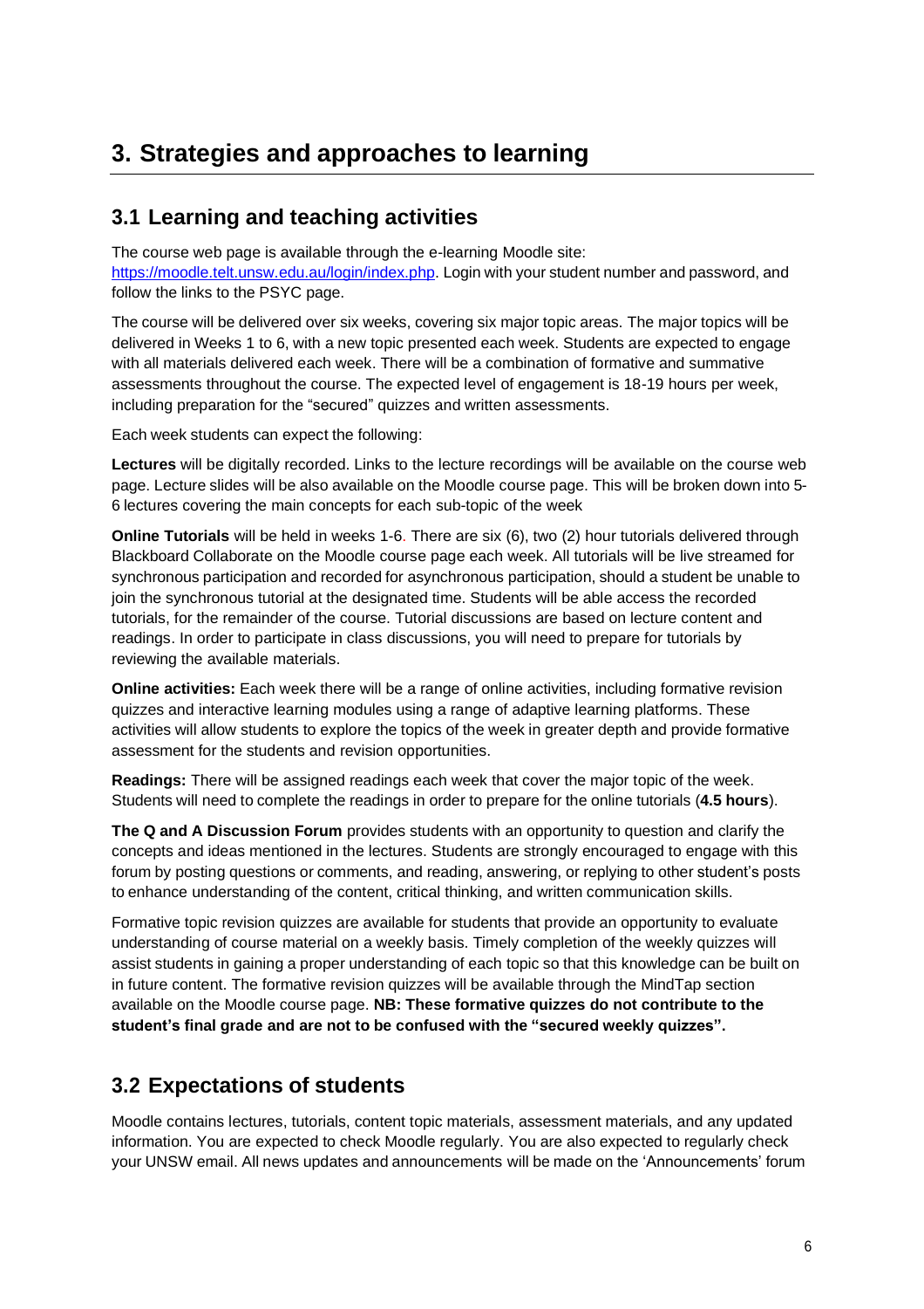# 3. Strategies and approaches to learning

## 3.1 Learning and teaching activities

The course web page is available through the e-learning Moodle site: [https://moodle.telt.unsw.edu.au/login/index.php](https://moodle.telt.unsw.edu.au/login/index.php). Login with your student number and password, and follow the links to the PSYC page.

The course will be delivered over six weeks, covering six major topic areas. The major topics will be delivered in Weeks 1 to 6, with a new topic presented each week. Students are expected to engage with all materials delivered each week. There will be a combination of formative and summative assessments throughout the course. The expected level of engagement is 18-19 hours per week, including preparation for the "secured" quizzes and written assessments.

Each week students can expect the following:

**Lectures** will be digitally recorded. Links to the lecture recordings will be available on the course web page. Lecture slides will be also available on the Moodle course page. This will be broken down into 5-6 lectures covering the main concepts for each sub-topic of the week

**Online Tutorials** will be held in weeks 1-6. There are six (6), two (2) hour tutorials delivered through Blackboard Collaborate on the Moodle course page each week. All tutorials will be live streamed for synchronous participation and recorded for asynchronous participation, should a student be unable to join the synchronous tutorial at the designated time. Students will be able access the recorded tutorials, for the remainder of the course. Tutorial discussions are based on lecture content and readings. In order to participate in class discussions, you will need to prepare for tutorials by reviewing the available materials.

**Online activities:** Each week there will be a range of online activities, including formative revision quizzes and interactive learning modules using a range of adaptive learning platforms. These activities will allow students to explore the topics of the week in greater depth and provide formative assessment for the students and revision opportunities.

**Readings:** There will be assigned readings each week that cover the major topic of the week. Students will need to complete the readings in order to prepare for the online tutorials (**4.5 hours**).

**The Q and A Discussion Forum** provides students with an opportunity to question and clarify the concepts and ideas mentioned in the lectures. Students are strongly encouraged to engage with this forum by posting questions or comments, and reading, answering, or replying to other student's posts to enhance understanding of the content, critical thinking, and written communication skills.

Formative topic revision quizzes are available for students that provide an opportunity to evaluate understanding of course material on a weekly basis. Timely completion of the weekly quizzes will assist students in gaining a proper understanding of each topic so that this knowledge can be built on in future content. The formative revision quizzes will be available through the MindTap section available on the Moodle course page. **NB: These formative quizzes do not contribute to the student's final grade and are not to be confused with the "secured weekly quizzes".**

## 3.2 Expectations of students

Moodle contains lectures, tutorials, content topic materials, assessment materials, and any updated information. You are expected to check Moodle regularly. You are also expected to regularly check your UNSW email. All news updates and announcements will be made on the 'Announcements' forum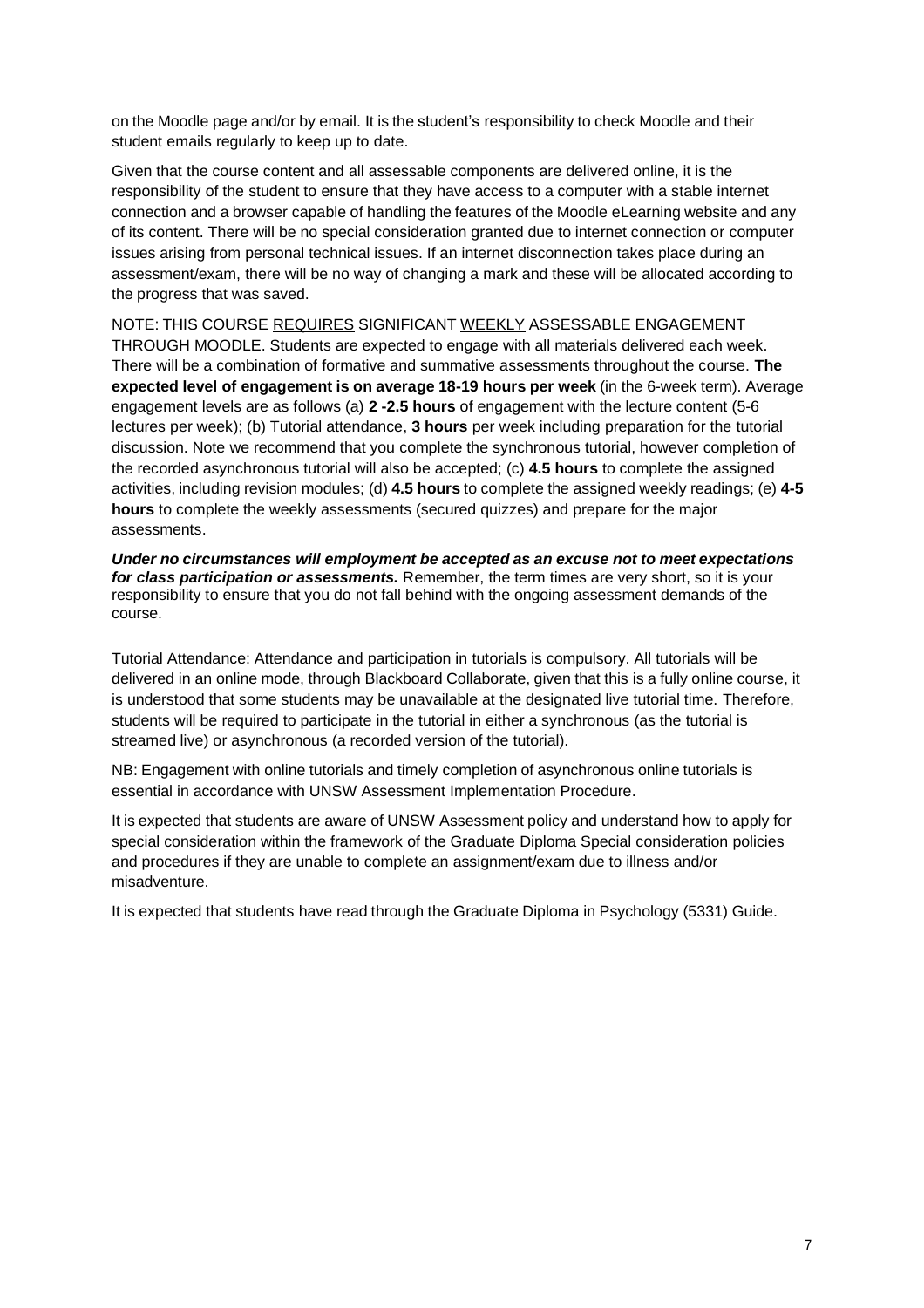on the Moodle page and/or by email. It is the student's responsibility to check Moodle and their student emails regularly to keep up to date.

Given that the course content and all assessable components are delivered online, it is the responsibility of the student to ensure that they have access to a computer with a stable internet connection and a browser capable of handling the features of the Moodle eLearning website and any of its content. There will be no special consideration granted due to internet connection or computer issues arising from personal technical issues. If an internet disconnection takes place during an assessment/exam, there will be no way of changing a mark and these will be allocated according to the progress that was saved.

NOTE: THIS COURSE <u>REQUIRES</u> SIGNIFICANT <u>WEEKLY</u> ASSESSABLE ENGAGEMENT THROUGH MOODLE. Students are expected to engage with all materials delivered each week. There will be a combination of formative and summative assessments throughout the course. **The expected level of engagement is on average 18-19 hours per week** (in the 6-week term). Average engagement levels are as follows (a) **2 -2.5 hours** of engagement with the lecture content (5-6 lectures per week); (b) Tutorial attendance, **3 hours** per week including preparation for the tutorial discussion. Note we recommend that you complete the synchronous tutorial, however completion of the recorded asynchronous tutorial will also be accepted; (c) **4.5 hours** to complete the assigned activities, including revision modules; (d) **4.5 hours** to complete the assigned weekly readings; (e) **4-5 hours** to complete the weekly assessments (secured quizzes) and prepare for the major assessments.

***Under no circumstances will employment be accepted as an excuse not to meet expectations for class participation or assessments.*** Remember, the term times are very short, so it is your responsibility to ensure that you do not fall behind with the ongoing assessment demands of the course.

Tutorial Attendance: Attendance and participation in tutorials is compulsory. All tutorials will be delivered in an online mode, through Blackboard Collaborate, given that this is a fully online course, it is understood that some students may be unavailable at the designated live tutorial time. Therefore, students will be required to participate in the tutorial in either a synchronous (as the tutorial is streamed live) or asynchronous (a recorded version of the tutorial).

NB: Engagement with online tutorials and timely completion of asynchronous online tutorials is essential in accordance with UNSW Assessment Implementation Procedure.

It is expected that students are aware of UNSW Assessment policy and understand how to apply for special consideration within the framework of the Graduate Diploma Special consideration policies and procedures if they are unable to complete an assignment/exam due to illness and/or misadventure.

It is expected that students have read through the Graduate Diploma in Psychology (5331) Guide.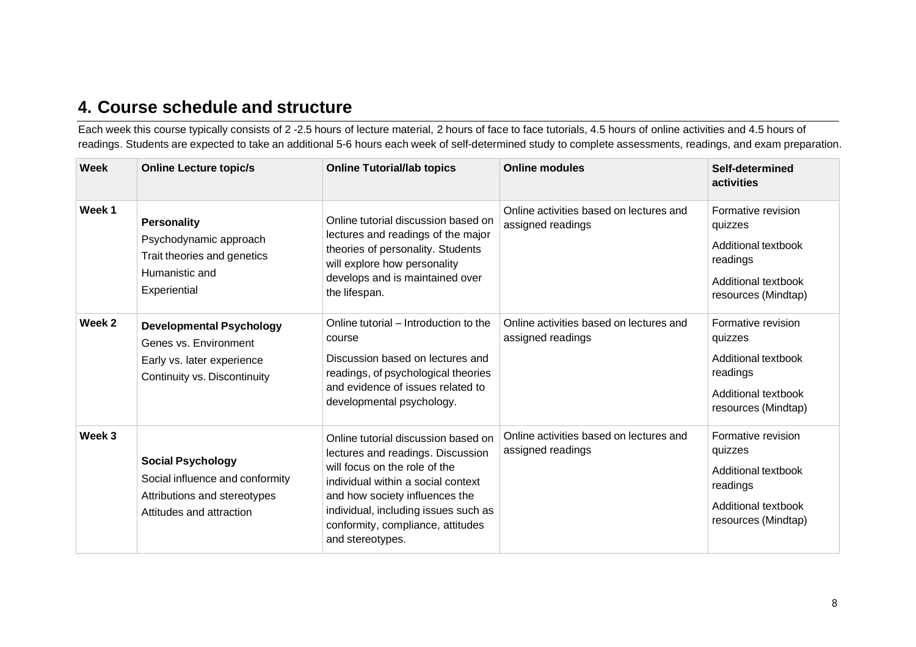## 4. Course schedule and structure

Each week this course typically consists of 2 -2.5 hours of lecture material, 2 hours of face to face tutorials, 4.5 hours of online activities and 4.5 hours of readings. Students are expected to take an additional 5-6 hours each week of self-determined study to complete assessments, readings, and exam preparation.

| Week | Online Lecture topic/s | Online Tutorial/lab topics | Online modules | Self-determined activities |
|---|---|---|---|---|
| Week 1 | **Personality**<br>Psychodynamic approach<br>Trait theories and genetics<br>Humanistic and<br>Experiential | Online tutorial discussion based on lectures and readings of the major theories of personality. Students will explore how personality develops and is maintained over the lifespan. | Online activities based on lectures and assigned readings | Formative revision quizzes<br>Additional textbook readings<br>Additional textbook resources (Mindtap) |
| Week 2 | **Developmental Psychology**<br>Genes vs. Environment<br>Early vs. later experience<br>Continuity vs. Discontinuity | Online tutorial – Introduction to the course<br>Discussion based on lectures and readings, of psychological theories and evidence of issues related to developmental psychology. | Online activities based on lectures and assigned readings | Formative revision quizzes<br>Additional textbook readings<br>Additional textbook resources (Mindtap) |
| Week 3 | **Social Psychology**<br>Social influence and conformity<br>Attributions and stereotypes<br>Attitudes and attraction | Online tutorial discussion based on lectures and readings. Discussion will focus on the role of the individual within a social context and how society influences the individual, including issues such as conformity, compliance, attitudes and stereotypes. | Online activities based on lectures and assigned readings | Formative revision quizzes<br>Additional textbook readings<br>Additional textbook resources (Mindtap) |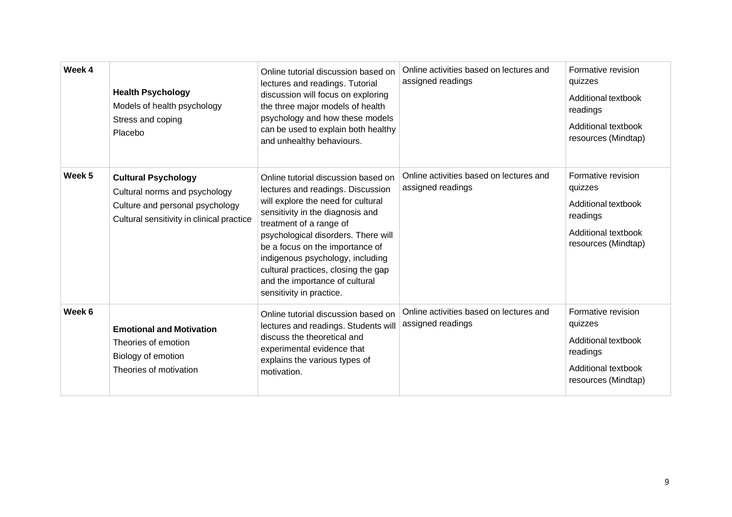| Week 4 | **Health Psychology**<br>Models of health psychology<br>Stress and coping<br>Placebo | Online tutorial discussion based on lectures and readings. Tutorial discussion will focus on exploring the three major models of health psychology and how these models can be used to explain both healthy and unhealthy behaviours. | Online activities based on lectures and assigned readings | Formative revision quizzes<br>Additional textbook readings<br>Additional textbook resources (Mindtap) |
|---|---|---|---|---|
| Week 5 | **Cultural Psychology**<br>Cultural norms and psychology<br>Culture and personal psychology<br>Cultural sensitivity in clinical practice | Online tutorial discussion based on lectures and readings. Discussion will explore the need for cultural sensitivity in the diagnosis and treatment of a range of psychological disorders. There will be a focus on the importance of indigenous psychology, including cultural practices, closing the gap and the importance of cultural sensitivity in practice. | Online activities based on lectures and assigned readings | Formative revision quizzes<br>Additional textbook readings<br>Additional textbook resources (Mindtap) |
| Week 6 | **Emotional and Motivation**<br>Theories of emotion<br>Biology of emotion<br>Theories of motivation | Online tutorial discussion based on lectures and readings. Students will discuss the theoretical and experimental evidence that explains the various types of motivation. | Online activities based on lectures and assigned readings | Formative revision quizzes<br>Additional textbook readings<br>Additional textbook resources (Mindtap) |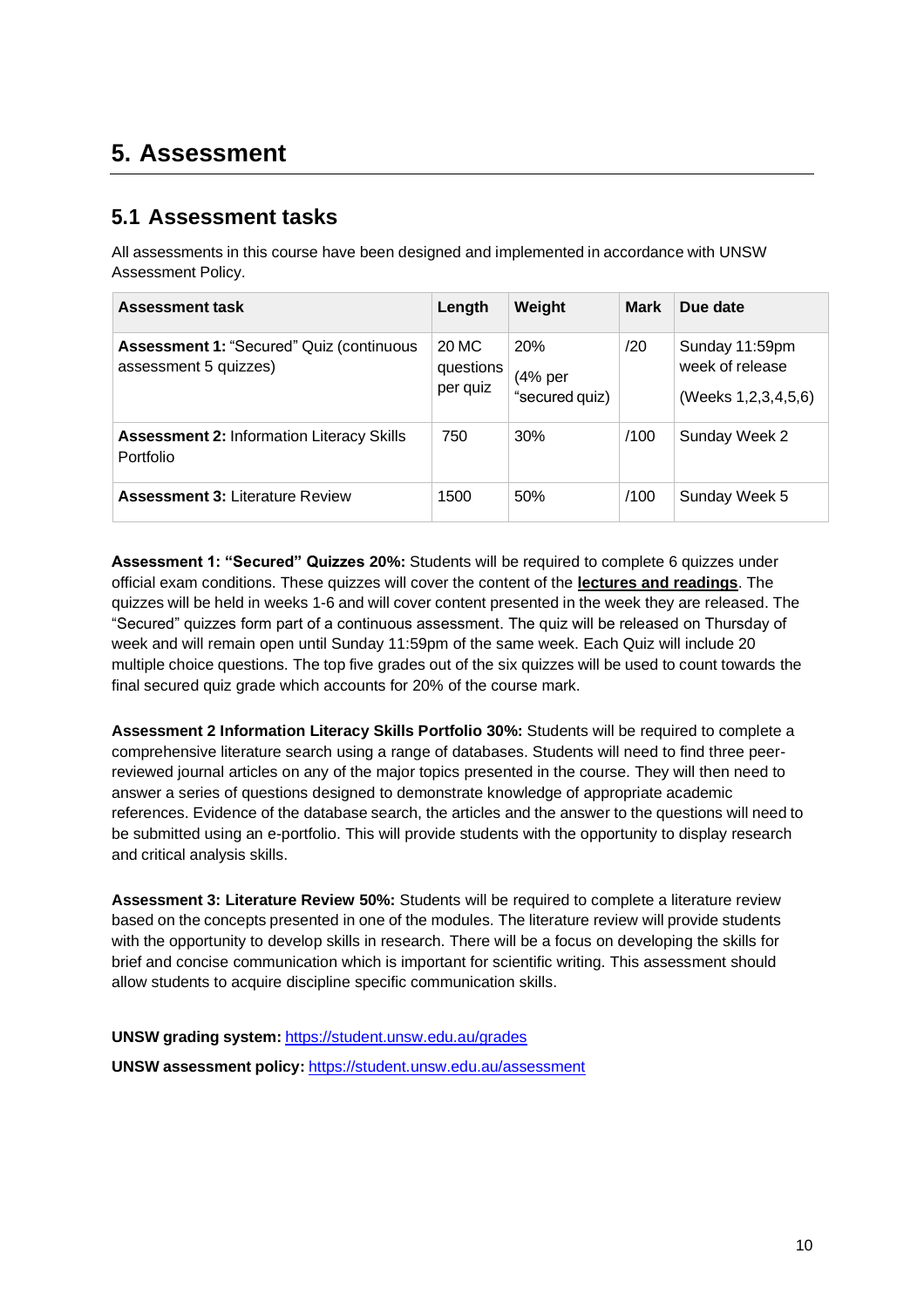## 5. Assessment

### 5.1 Assessment tasks

All assessments in this course have been designed and implemented in accordance with UNSW Assessment Policy.

| Assessment task | Length | Weight | Mark | Due date |
|---|---|---|---|---|
| **Assessment 1:** "Secured" Quiz (continuous assessment 5 quizzes) | 20 MC questions per quiz | 20% (4% per "secured quiz) | /20 | Sunday 11:59pm week of release (Weeks 1,2,3,4,5,6) |
| **Assessment 2:** Information Literacy Skills Portfolio | 750 | 30% | /100 | Sunday Week 2 |
| **Assessment 3:** Literature Review | 1500 | 50% | /100 | Sunday Week 5 |

**Assessment 1: "Secured" Quizzes 20%:** Students will be required to complete 6 quizzes under official exam conditions. These quizzes will cover the content of the **lectures and readings**. The quizzes will be held in weeks 1-6 and will cover content presented in the week they are released. The "Secured" quizzes form part of a continuous assessment. The quiz will be released on Thursday of week and will remain open until Sunday 11:59pm of the same week. Each Quiz will include 20 multiple choice questions. The top five grades out of the six quizzes will be used to count towards the final secured quiz grade which accounts for 20% of the course mark.

**Assessment 2 Information Literacy Skills Portfolio 30%:** Students will be required to complete a comprehensive literature search using a range of databases. Students will need to find three peer-reviewed journal articles on any of the major topics presented in the course. They will then need to answer a series of questions designed to demonstrate knowledge of appropriate academic references. Evidence of the database search, the articles and the answer to the questions will need to be submitted using an e-portfolio. This will provide students with the opportunity to display research and critical analysis skills.

**Assessment 3: Literature Review 50%:** Students will be required to complete a literature review based on the concepts presented in one of the modules. The literature review will provide students with the opportunity to develop skills in research. There will be a focus on developing the skills for brief and concise communication which is important for scientific writing. This assessment should allow students to acquire discipline specific communication skills.

**UNSW grading system:** https://student.unsw.edu.au/grades

**UNSW assessment policy:** https://student.unsw.edu.au/assessment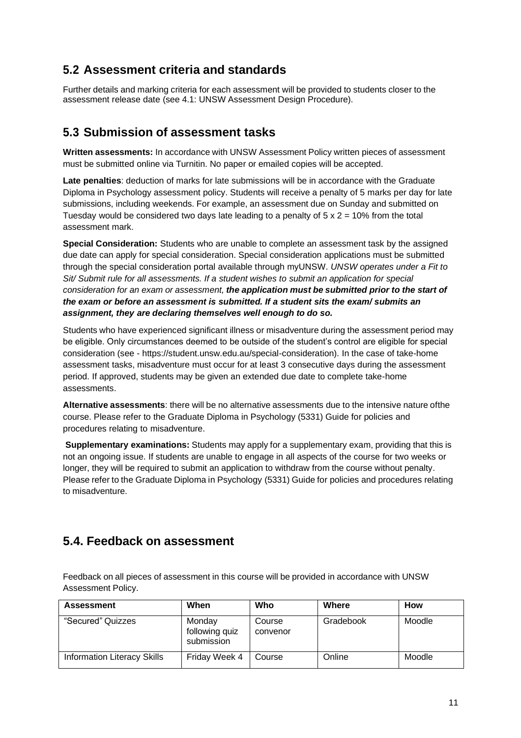## 5.2 Assessment criteria and standards

Further details and marking criteria for each assessment will be provided to students closer to the assessment release date (see 4.1: UNSW Assessment Design Procedure).

## 5.3 Submission of assessment tasks

**Written assessments:** In accordance with UNSW Assessment Policy written pieces of assessment must be submitted online via Turnitin. No paper or emailed copies will be accepted.

**Late penalties**: deduction of marks for late submissions will be in accordance with the Graduate Diploma in Psychology assessment policy. Students will receive a penalty of 5 marks per day for late submissions, including weekends. For example, an assessment due on Sunday and submitted on Tuesday would be considered two days late leading to a penalty of 5 x 2 = 10% from the total assessment mark.

**Special Consideration:** Students who are unable to complete an assessment task by the assigned due date can apply for special consideration. Special consideration applications must be submitted through the special consideration portal available through myUNSW. *UNSW operates under a Fit to Sit/ Submit rule for all assessments. If a student wishes to submit an application for special consideration for an exam or assessment,* ***the application must be submitted prior to the start of the exam or before an assessment is submitted. If a student sits the exam/ submits an assignment, they are declaring themselves well enough to do so.***

Students who have experienced significant illness or misadventure during the assessment period may be eligible. Only circumstances deemed to be outside of the student's control are eligible for special consideration (see - https://student.unsw.edu.au/special-consideration). In the case of take-home assessment tasks, misadventure must occur for at least 3 consecutive days during the assessment period. If approved, students may be given an extended due date to complete take-home assessments.

**Alternative assessments**: there will be no alternative assessments due to the intensive nature ofthe course. Please refer to the Graduate Diploma in Psychology (5331) Guide for policies and procedures relating to misadventure.

**Supplementary examinations:** Students may apply for a supplementary exam, providing that this is not an ongoing issue. If students are unable to engage in all aspects of the course for two weeks or longer, they will be required to submit an application to withdraw from the course without penalty. Please refer to the Graduate Diploma in Psychology (5331) Guide for policies and procedures relating to misadventure.

## 5.4. Feedback on assessment

Feedback on all pieces of assessment in this course will be provided in accordance with UNSW Assessment Policy.

| Assessment | When | Who | Where | How |
|---|---|---|---|---|
| "Secured" Quizzes | Monday following quiz submission | Course convenor | Gradebook | Moodle |
| Information Literacy Skills | Friday Week 4 | Course | Online | Moodle |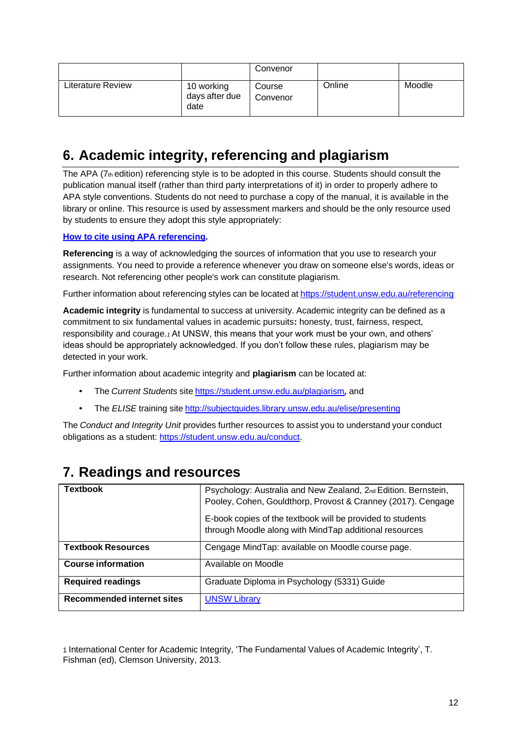| | | Convenor | | |
|---|---|---|---|---|
| Literature Review | 10 working days after due date | Course Convenor | Online | Moodle |

## 6. Academic integrity, referencing and plagiarism

The APA (7th edition) referencing style is to be adopted in this course. Students should consult the publication manual itself (rather than third party interpretations of it) in order to properly adhere to APA style conventions. Students do not need to purchase a copy of the manual, it is available in the library or online. This resource is used by assessment markers and should be the only resource used by students to ensure they adopt this style appropriately:

**How to cite using APA referencing.**

**Referencing** is a way of acknowledging the sources of information that you use to research your assignments. You need to provide a reference whenever you draw on someone else's words, ideas or research. Not referencing other people's work can constitute plagiarism.

Further information about referencing styles can be located at https://student.unsw.edu.au/referencing

**Academic integrity** is fundamental to success at university. Academic integrity can be defined as a commitment to six fundamental values in academic pursuits**:** honesty, trust, fairness, respect, responsibility and courage.[1] At UNSW, this means that your work must be your own, and others' ideas should be appropriately acknowledged. If you don't follow these rules, plagiarism may be detected in your work.

Further information about academic integrity and **plagiarism** can be located at:

- The *Current Students* site https://student.unsw.edu.au/plagiarism, and
- The *ELISE* training site http://subjectguides.library.unsw.edu.au/elise/presenting

The *Conduct and Integrity Unit* provides further resources to assist you to understand your conduct obligations as a student: https://student.unsw.edu.au/conduct.

## 7. Readings and resources

| **Textbook** | Psychology: Australia and New Zealand, 2nd Edition. Bernstein, Pooley, Cohen, Gouldthorp, Provost & Cranney (2017). Cengage<br><br>E-book copies of the textbook will be provided to students through Moodle along with MindTap additional resources |
|---|---|
| **Textbook Resources** | Cengage MindTap: available on Moodle course page. |
| **Course information** | Available on Moodle |
| **Required readings** | Graduate Diploma in Psychology (5331) Guide |
| **Recommended internet sites** | UNSW Library |

[1] International Center for Academic Integrity, 'The Fundamental Values of Academic Integrity', T. Fishman (ed), Clemson University, 2013.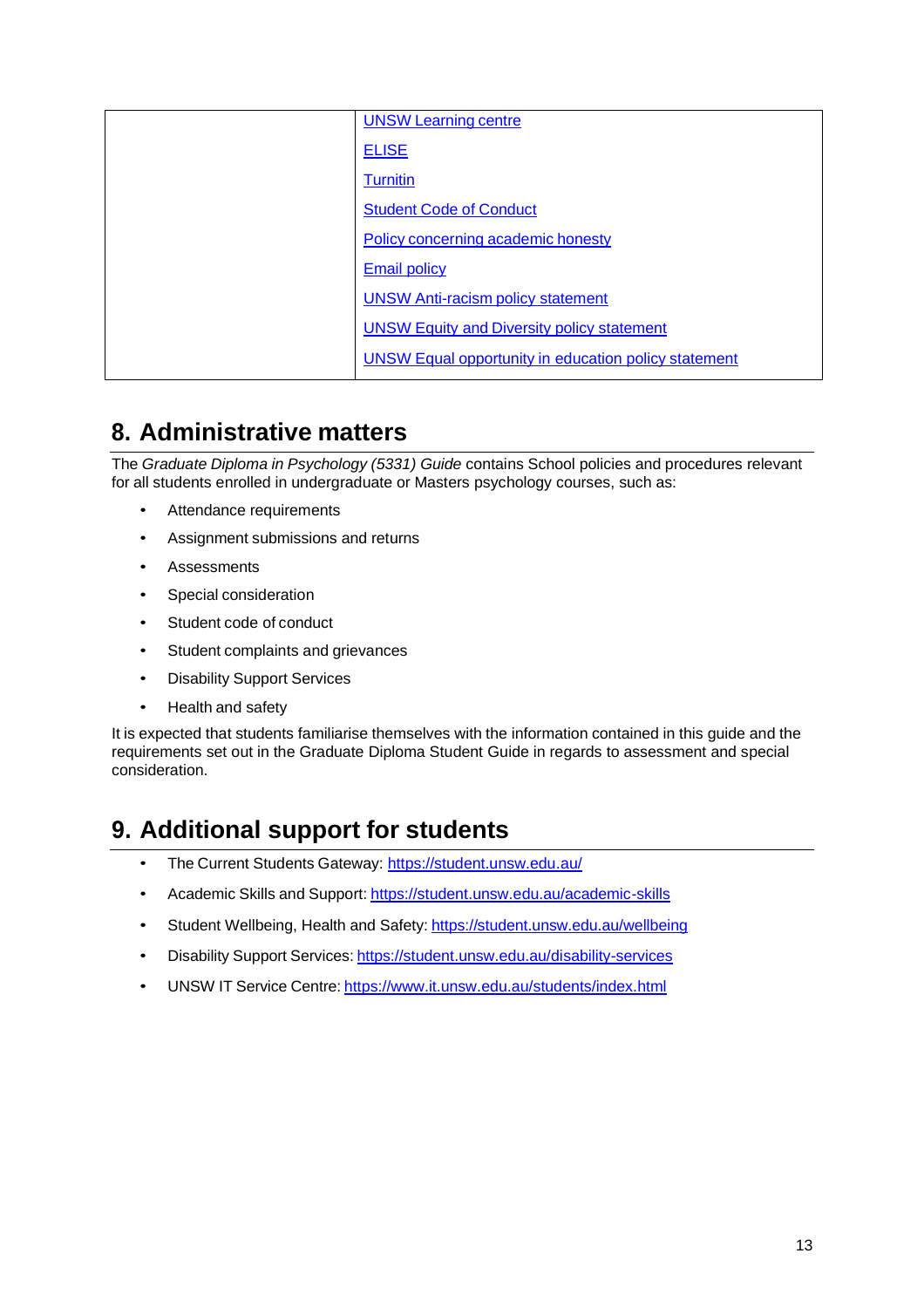| | |
|---|---|
| | [UNSW Learning centre](#)<br>[ELISE](#)<br>[Turnitin](#)<br>[Student Code of Conduct](#)<br>[Policy concerning academic honesty](#)<br>[Email policy](#)<br>[UNSW Anti-racism policy statement](#)<br>[UNSW Equity and Diversity policy statement](#)<br>[UNSW Equal opportunity in education policy statement](#) |

## 8. Administrative matters

The *Graduate Diploma in Psychology (5331) Guide* contains School policies and procedures relevant for all students enrolled in undergraduate or Masters psychology courses, such as:

- Attendance requirements
- Assignment submissions and returns
- Assessments
- Special consideration
- Student code of conduct
- Student complaints and grievances
- Disability Support Services
- Health and safety

It is expected that students familiarise themselves with the information contained in this guide and the requirements set out in the Graduate Diploma Student Guide in regards to assessment and special consideration.

## 9. Additional support for students

- The Current Students Gateway: https://student.unsw.edu.au/
- Academic Skills and Support: https://student.unsw.edu.au/academic-skills
- Student Wellbeing, Health and Safety: https://student.unsw.edu.au/wellbeing
- Disability Support Services: https://student.unsw.edu.au/disability-services
- UNSW IT Service Centre: https://www.it.unsw.edu.au/students/index.html